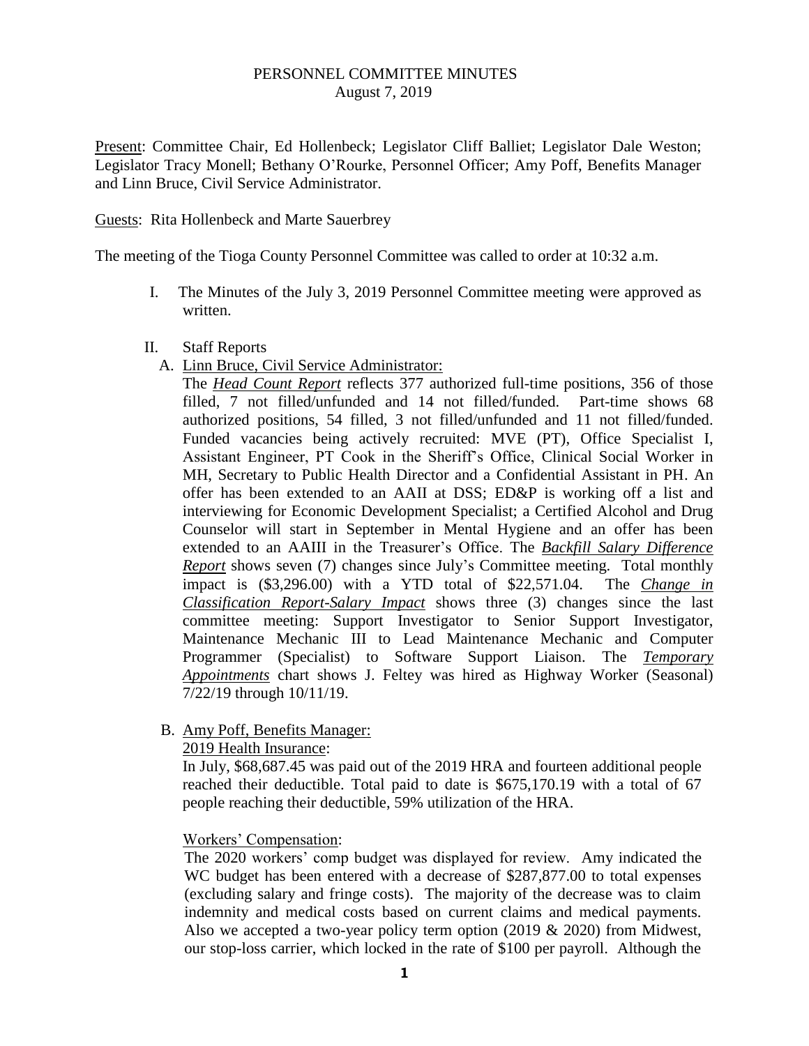# PERSONNEL COMMITTEE MINUTES
August 7, 2019

Present: Committee Chair, Ed Hollenbeck; Legislator Cliff Balliet; Legislator Dale Weston; Legislator Tracy Monell; Bethany O'Rourke, Personnel Officer; Amy Poff, Benefits Manager and Linn Bruce, Civil Service Administrator.

Guests: Rita Hollenbeck and Marte Sauerbrey

The meeting of the Tioga County Personnel Committee was called to order at 10:32 a.m.

I. The Minutes of the July 3, 2019 Personnel Committee meeting were approved as written.

II. Staff Reports

A. Linn Bruce, Civil Service Administrator:

The ***Head Count Report*** reflects 377 authorized full-time positions, 356 of those filled, 7 not filled/unfunded and 14 not filled/funded. Part-time shows 68 authorized positions, 54 filled, 3 not filled/unfunded and 11 not filled/funded. Funded vacancies being actively recruited: MVE (PT), Office Specialist I, Assistant Engineer, PT Cook in the Sheriff's Office, Clinical Social Worker in MH, Secretary to Public Health Director and a Confidential Assistant in PH. An offer has been extended to an AAII at DSS; ED&P is working off a list and interviewing for Economic Development Specialist; a Certified Alcohol and Drug Counselor will start in September in Mental Hygiene and an offer has been extended to an AAIII in the Treasurer's Office. The ***Backfill Salary Difference Report*** shows seven (7) changes since July's Committee meeting. Total monthly impact is ($3,296.00) with a YTD total of $22,571.04. The ***Change in Classification Report-Salary Impact*** shows three (3) changes since the last committee meeting: Support Investigator to Senior Support Investigator, Maintenance Mechanic III to Lead Maintenance Mechanic and Computer Programmer (Specialist) to Software Support Liaison. The ***Temporary Appointments*** chart shows J. Feltey was hired as Highway Worker (Seasonal) 7/22/19 through 10/11/19.

B. Amy Poff, Benefits Manager:

2019 Health Insurance:

In July, $68,687.45 was paid out of the 2019 HRA and fourteen additional people reached their deductible. Total paid to date is $675,170.19 with a total of 67 people reaching their deductible, 59% utilization of the HRA.

Workers' Compensation:

The 2020 workers' comp budget was displayed for review. Amy indicated the WC budget has been entered with a decrease of $287,877.00 to total expenses (excluding salary and fringe costs). The majority of the decrease was to claim indemnity and medical costs based on current claims and medical payments. Also we accepted a two-year policy term option (2019 & 2020) from Midwest, our stop-loss carrier, which locked in the rate of $100 per payroll. Although the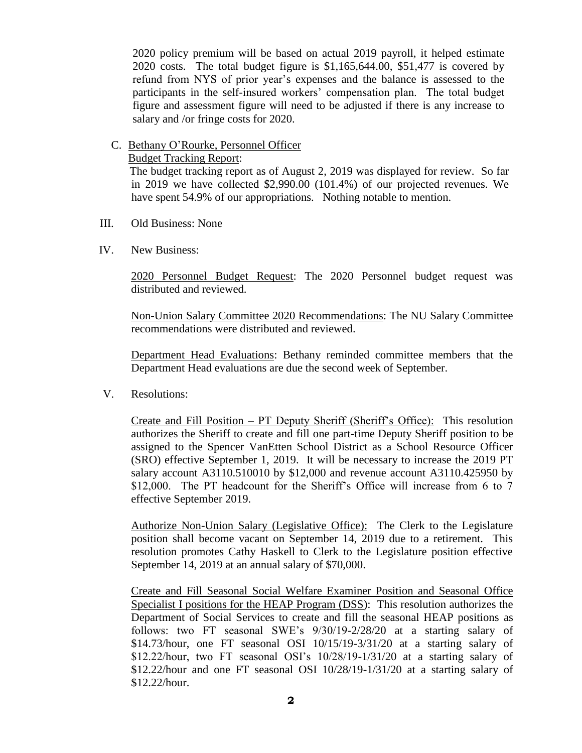2020 policy premium will be based on actual 2019 payroll, it helped estimate 2020 costs. The total budget figure is $1,165,644.00, $51,477 is covered by refund from NYS of prior year's expenses and the balance is assessed to the participants in the self-insured workers' compensation plan. The total budget figure and assessment figure will need to be adjusted if there is any increase to salary and /or fringe costs for 2020.

C. Bethany O'Rourke, Personnel Officer
   Budget Tracking Report:
   The budget tracking report as of August 2, 2019 was displayed for review. So far in 2019 we have collected $2,990.00 (101.4%) of our projected revenues. We have spent 54.9% of our appropriations. Nothing notable to mention.

III. Old Business: None

IV. New Business:

2020 Personnel Budget Request: The 2020 Personnel budget request was distributed and reviewed.

Non-Union Salary Committee 2020 Recommendations: The NU Salary Committee recommendations were distributed and reviewed.

Department Head Evaluations: Bethany reminded committee members that the Department Head evaluations are due the second week of September.

V. Resolutions:

Create and Fill Position – PT Deputy Sheriff (Sheriff's Office): This resolution authorizes the Sheriff to create and fill one part-time Deputy Sheriff position to be assigned to the Spencer VanEtten School District as a School Resource Officer (SRO) effective September 1, 2019. It will be necessary to increase the 2019 PT salary account A3110.510010 by $12,000 and revenue account A3110.425950 by $12,000. The PT headcount for the Sheriff's Office will increase from 6 to 7 effective September 2019.

Authorize Non-Union Salary (Legislative Office): The Clerk to the Legislature position shall become vacant on September 14, 2019 due to a retirement. This resolution promotes Cathy Haskell to Clerk to the Legislature position effective September 14, 2019 at an annual salary of $70,000.

Create and Fill Seasonal Social Welfare Examiner Position and Seasonal Office Specialist I positions for the HEAP Program (DSS): This resolution authorizes the Department of Social Services to create and fill the seasonal HEAP positions as follows: two FT seasonal SWE's 9/30/19-2/28/20 at a starting salary of $14.73/hour, one FT seasonal OSI 10/15/19-3/31/20 at a starting salary of $12.22/hour, two FT seasonal OSI's 10/28/19-1/31/20 at a starting salary of $12.22/hour and one FT seasonal OSI 10/28/19-1/31/20 at a starting salary of $12.22/hour.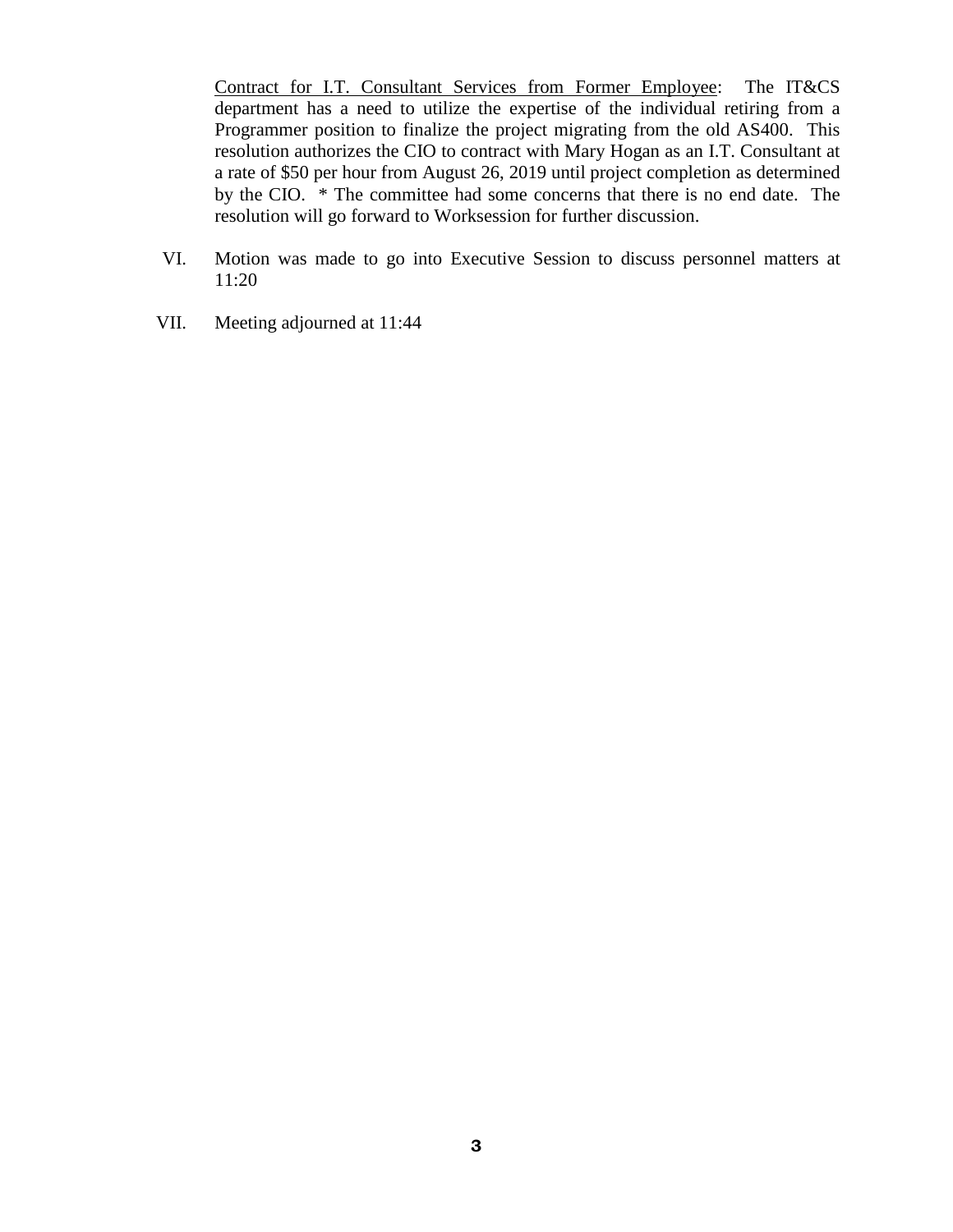<u>Contract for I.T. Consultant Services from Former Employee</u>: The IT&CS department has a need to utilize the expertise of the individual retiring from a Programmer position to finalize the project migrating from the old AS400. This resolution authorizes the CIO to contract with Mary Hogan as an I.T. Consultant at a rate of $50 per hour from August 26, 2019 until project completion as determined by the CIO. * The committee had some concerns that there is no end date. The resolution will go forward to Worksession for further discussion.

VI. Motion was made to go into Executive Session to discuss personnel matters at 11:20

VII. Meeting adjourned at 11:44